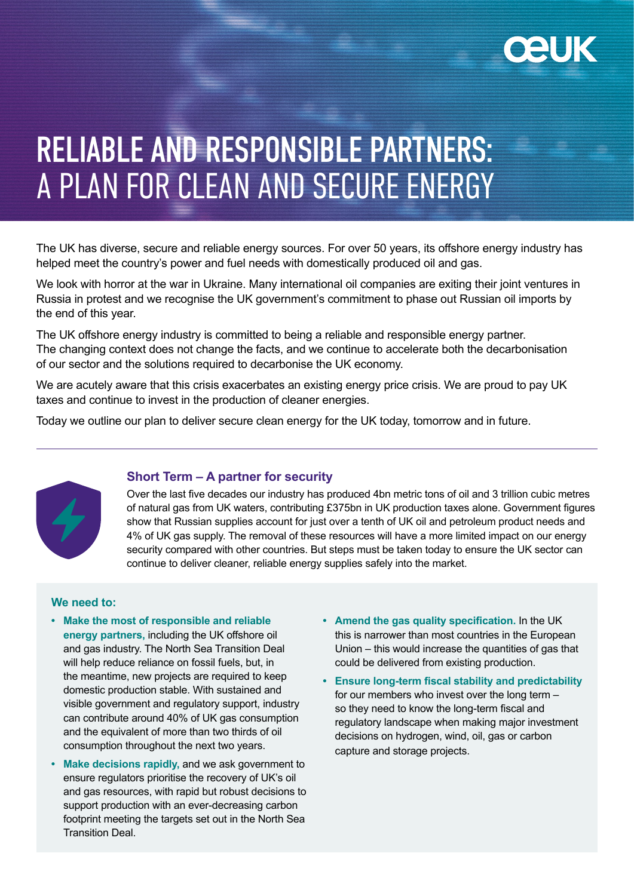# RELIABLE AND RESPONSIBLE PARTNERS: A PLAN FOR CLEAN AND SECURE ENERGY

The UK has diverse, secure and reliable energy sources. For over 50 years, its offshore energy industry has helped meet the country's power and fuel needs with domestically produced oil and gas.

We look with horror at the war in Ukraine. Many international oil companies are exiting their joint ventures in Russia in protest and we recognise the UK government's commitment to phase out Russian oil imports by the end of this year.

The UK offshore energy industry is committed to being a reliable and responsible energy partner. The changing context does not change the facts, and we continue to accelerate both the decarbonisation of our sector and the solutions required to decarbonise the UK economy.

We are acutely aware that this crisis exacerbates an existing energy price crisis. We are proud to pay UK taxes and continue to invest in the production of cleaner energies.

Today we outline our plan to deliver secure clean energy for the UK today, tomorrow and in future.

---

## Short Term – A partner for security

Over the last five decades our industry has produced 4bn metric tons of oil and 3 trillion cubic metres of natural gas from UK waters, contributing £375bn in UK production taxes alone. Government figures show that Russian supplies account for just over a tenth of UK oil and petroleum product needs and 4% of UK gas supply. The removal of these resources will have a more limited impact on our energy security compared with other countries. But steps must be taken today to ensure the UK sector can continue to deliver cleaner, reliable energy supplies safely into the market.

**We need to:**

- **Make the most of responsible and reliable energy partners,** including the UK offshore oil and gas industry. The North Sea Transition Deal will help reduce reliance on fossil fuels, but, in the meantime, new projects are required to keep domestic production stable. With sustained and visible government and regulatory support, industry can contribute around 40% of UK gas consumption and the equivalent of more than two thirds of oil consumption throughout the next two years.
- **Make decisions rapidly,** and we ask government to ensure regulators prioritise the recovery of UK's oil and gas resources, with rapid but robust decisions to support production with an ever-decreasing carbon footprint meeting the targets set out in the North Sea Transition Deal.
- **Amend the gas quality specification.** In the UK this is narrower than most countries in the European Union – this would increase the quantities of gas that could be delivered from existing production.
- **Ensure long-term fiscal stability and predictability** for our members who invest over the long term – so they need to know the long-term fiscal and regulatory landscape when making major investment decisions on hydrogen, wind, oil, gas or carbon capture and storage projects.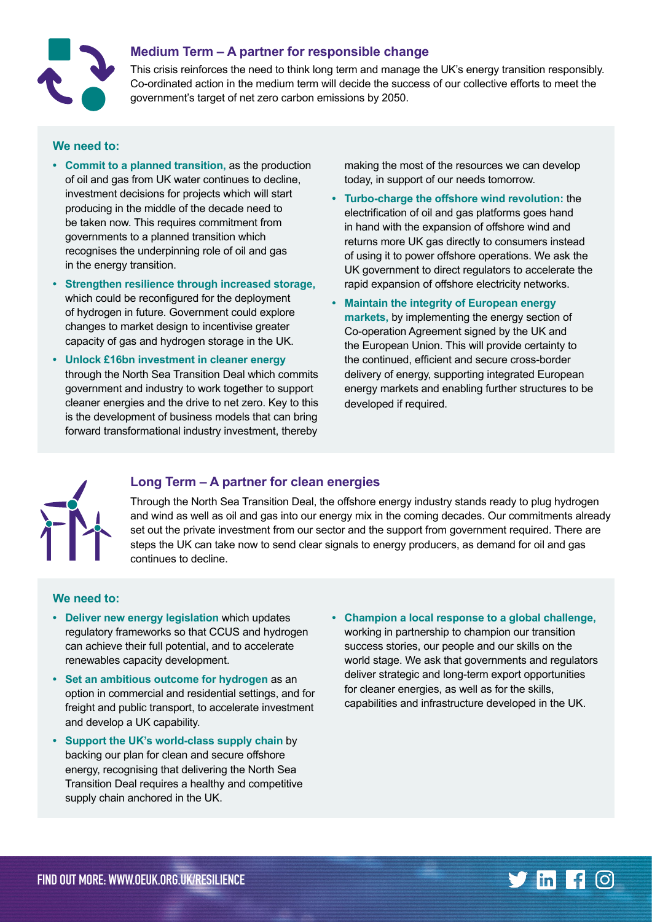## Medium Term – A partner for responsible change

This crisis reinforces the need to think long term and manage the UK's energy transition responsibly. Co-ordinated action in the medium term will decide the success of our collective efforts to meet the government's target of net zero carbon emissions by 2050.

### We need to:

- **Commit to a planned transition,** as the production of oil and gas from UK water continues to decline, investment decisions for projects which will start producing in the middle of the decade need to be taken now. This requires commitment from governments to a planned transition which recognises the underpinning role of oil and gas in the energy transition.
- **Strengthen resilience through increased storage,** which could be reconfigured for the deployment of hydrogen in future. Government could explore changes to market design to incentivise greater capacity of gas and hydrogen storage in the UK.
- **Unlock £16bn investment in cleaner energy** through the North Sea Transition Deal which commits government and industry to work together to support cleaner energies and the drive to net zero. Key to this is the development of business models that can bring forward transformational industry investment, thereby making the most of the resources we can develop today, in support of our needs tomorrow.
- **Turbo-charge the offshore wind revolution:** the electrification of oil and gas platforms goes hand in hand with the expansion of offshore wind and returns more UK gas directly to consumers instead of using it to power offshore operations. We ask the UK government to direct regulators to accelerate the rapid expansion of offshore electricity networks.
- **Maintain the integrity of European energy markets,** by implementing the energy section of Co-operation Agreement signed by the UK and the European Union. This will provide certainty to the continued, efficient and secure cross-border delivery of energy, supporting integrated European energy markets and enabling further structures to be developed if required.

## Long Term – A partner for clean energies

Through the North Sea Transition Deal, the offshore energy industry stands ready to plug hydrogen and wind as well as oil and gas into our energy mix in the coming decades. Our commitments already set out the private investment from our sector and the support from government required. There are steps the UK can take now to send clear signals to energy producers, as demand for oil and gas continues to decline.

### We need to:

- **Deliver new energy legislation** which updates regulatory frameworks so that CCUS and hydrogen can achieve their full potential, and to accelerate renewables capacity development.
- **Set an ambitious outcome for hydrogen** as an option in commercial and residential settings, and for freight and public transport, to accelerate investment and develop a UK capability.
- **Support the UK's world-class supply chain** by backing our plan for clean and secure offshore energy, recognising that delivering the North Sea Transition Deal requires a healthy and competitive supply chain anchored in the UK.
- **Champion a local response to a global challenge,** working in partnership to champion our transition success stories, our people and our skills on the world stage. We ask that governments and regulators deliver strategic and long-term export opportunities for cleaner energies, as well as for the skills, capabilities and infrastructure developed in the UK.

FIND OUT MORE: WWW.OEUK.ORG.UK/RESILIENCE